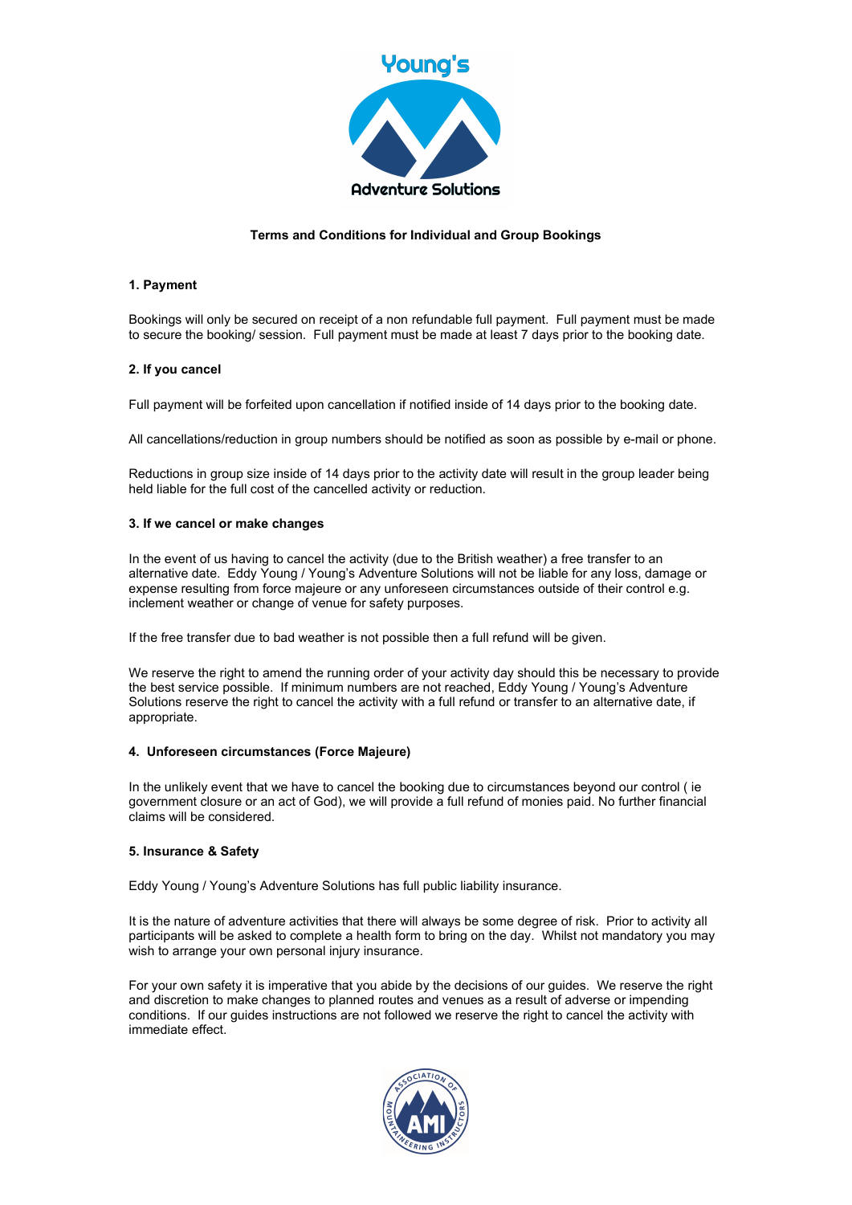Young's Adventure Solutions

**Terms and Conditions for Individual and Group Bookings**

**1. Payment**

Bookings will only be secured on receipt of a non refundable full payment. Full payment must be made to secure the booking/ session. Full payment must be made at least 7 days prior to the booking date.

**2. If you cancel**

Full payment will be forfeited upon cancellation if notified inside of 14 days prior to the booking date.

All cancellations/reduction in group numbers should be notified as soon as possible by e-mail or phone.

Reductions in group size inside of 14 days prior to the activity date will result in the group leader being held liable for the full cost of the cancelled activity or reduction.

**3. If we cancel or make changes**

In the event of us having to cancel the activity (due to the British weather) a free transfer to an alternative date. Eddy Young / Young's Adventure Solutions will not be liable for any loss, damage or expense resulting from force majeure or any unforeseen circumstances outside of their control e.g. inclement weather or change of venue for safety purposes.

If the free transfer due to bad weather is not possible then a full refund will be given.

We reserve the right to amend the running order of your activity day should this be necessary to provide the best service possible. If minimum numbers are not reached, Eddy Young / Young's Adventure Solutions reserve the right to cancel the activity with a full refund or transfer to an alternative date, if appropriate.

**4. Unforeseen circumstances (Force Majeure)**

In the unlikely event that we have to cancel the booking due to circumstances beyond our control ( ie government closure or an act of God), we will provide a full refund of monies paid. No further financial claims will be considered.

**5. Insurance & Safety**

Eddy Young / Young's Adventure Solutions has full public liability insurance.

It is the nature of adventure activities that there will always be some degree of risk. Prior to activity all participants will be asked to complete a health form to bring on the day. Whilst not mandatory you may wish to arrange your own personal injury insurance.

For your own safety it is imperative that you abide by the decisions of our guides. We reserve the right and discretion to make changes to planned routes and venues as a result of adverse or impending conditions. If our guides instructions are not followed we reserve the right to cancel the activity with immediate effect.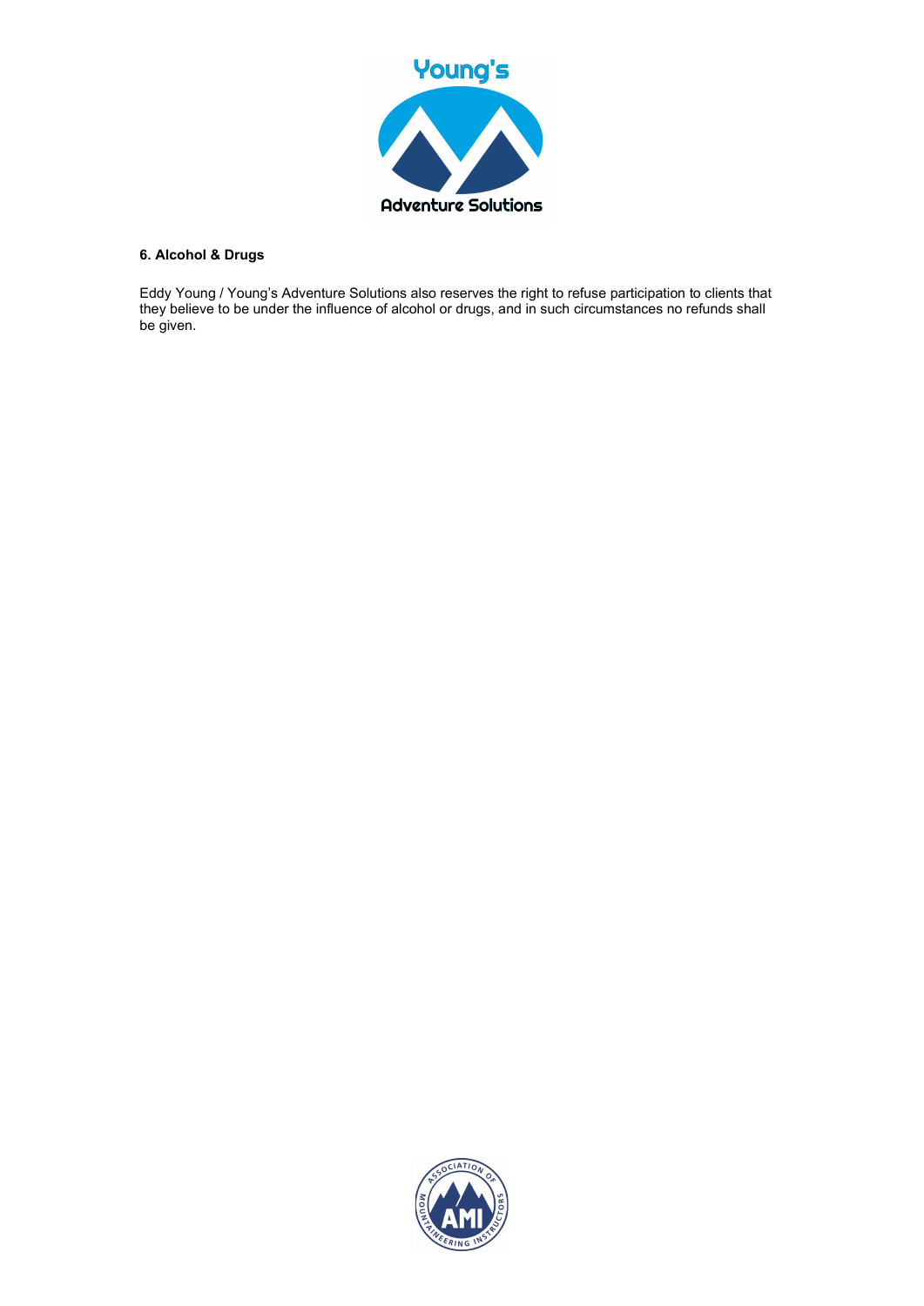### 6. Alcohol & Drugs

Eddy Young / Young's Adventure Solutions also reserves the right to refuse participation to clients that they believe to be under the influence of alcohol or drugs, and in such circumstances no refunds shall be given.